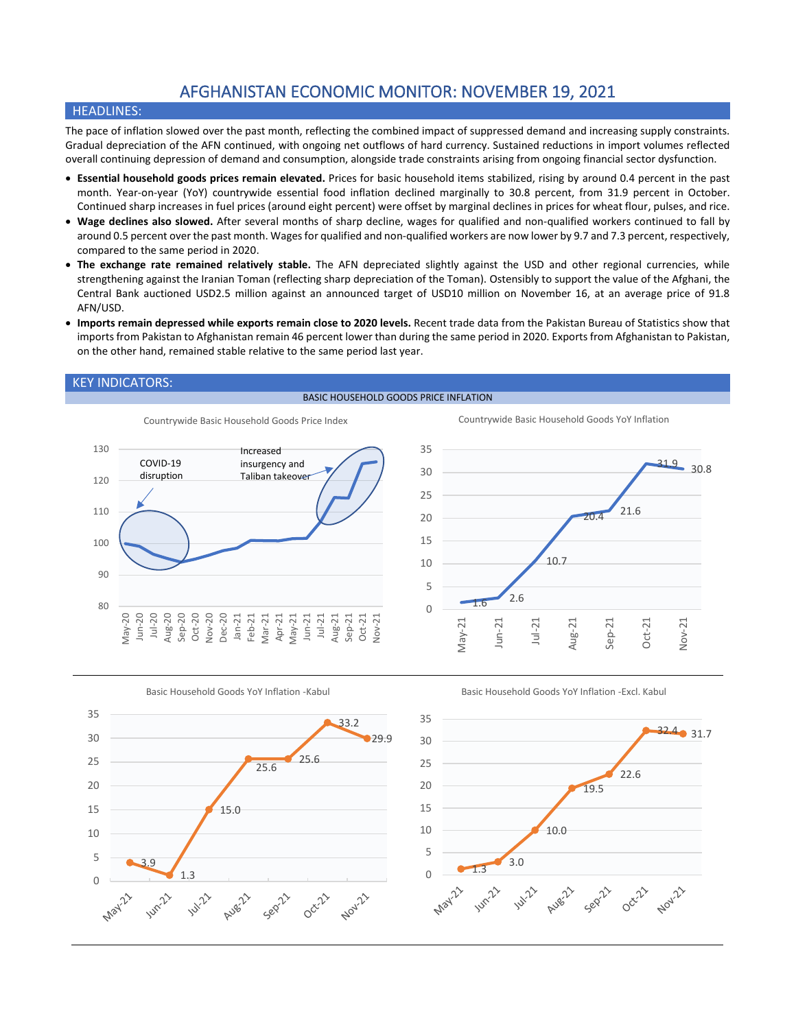# AFGHANISTAN ECONOMIC MONITOR: NOVEMBER 19, 2021

## HEADLINES:

The pace of inflation slowed over the past month, reflecting the combined impact of suppressed demand and increasing supply constraints. Gradual depreciation of the AFN continued, with ongoing net outflows of hard currency. Sustained reductions in import volumes reflected overall continuing depression of demand and consumption, alongside trade constraints arising from ongoing financial sector dysfunction.

- **Essential household goods prices remain elevated.** Prices for basic household items stabilized, rising by around 0.4 percent in the past month. Year-on-year (YoY) countrywide essential food inflation declined marginally to 30.8 percent, from 31.9 percent in October. Continued sharp increases in fuel prices (around eight percent) were offset by marginal declines in prices for wheat flour, pulses, and rice.
- **Wage declines also slowed.** After several months of sharp decline, wages for qualified and non-qualified workers continued to fall by around 0.5 percent over the past month. Wages for qualified and non-qualified workers are now lower by 9.7 and 7.3 percent, respectively, compared to the same period in 2020.
- **The exchange rate remained relatively stable.** The AFN depreciated slightly against the USD and other regional currencies, while strengthening against the Iranian Toman (reflecting sharp depreciation of the Toman). Ostensibly to support the value of the Afghani, the Central Bank auctioned USD2.5 million against an announced target of USD10 million on November 16, at an average price of 91.8 AFN/USD.
- **Imports remain depressed while exports remain close to 2020 levels.** Recent trade data from the Pakistan Bureau of Statistics show that imports from Pakistan to Afghanistan remain 46 percent lower than during the same period in 2020. Exports from Afghanistan to Pakistan, on the other hand, remained stable relative to the same period last year.

## KEY INDICATORS:

### BASIC HOUSEHOLD GOODS PRICE INFLATION

**Countrywide Basic Household Goods Price Index**

(Chart annotations: "COVID-19 disruption"; "Increased insurgency and Taliban takeover")

**Countrywide Basic Household Goods YoY Inflation**

| May-21 | Jun-21 | Jul-21 | Aug-21 | Sep-21 | Oct-21 | Nov-21 |
|---|---|---|---|---|---|---|
| 1.6 | 2.6 | 10.7 | 20.4 | 21.6 | 31.9 | 30.8 |

**Basic Household Goods YoY Inflation -Kabul**

| May-21 | Jun-21 | Jul-21 | Aug-21 | Sep-21 | Oct-21 | Nov-21 |
|---|---|---|---|---|---|---|
| 3.9 | 1.3 | 15.0 | 25.6 | 25.6 | 33.2 | 29.9 |

**Basic Household Goods YoY Inflation -Excl. Kabul**

| May-21 | Jun-21 | Jul-21 | Aug-21 | Sep-21 | Oct-21 | Nov-21 |
|---|---|---|---|---|---|---|
| 1.3 | 3.0 | 10.0 | 19.5 | 22.6 | 32.4 | 31.7 |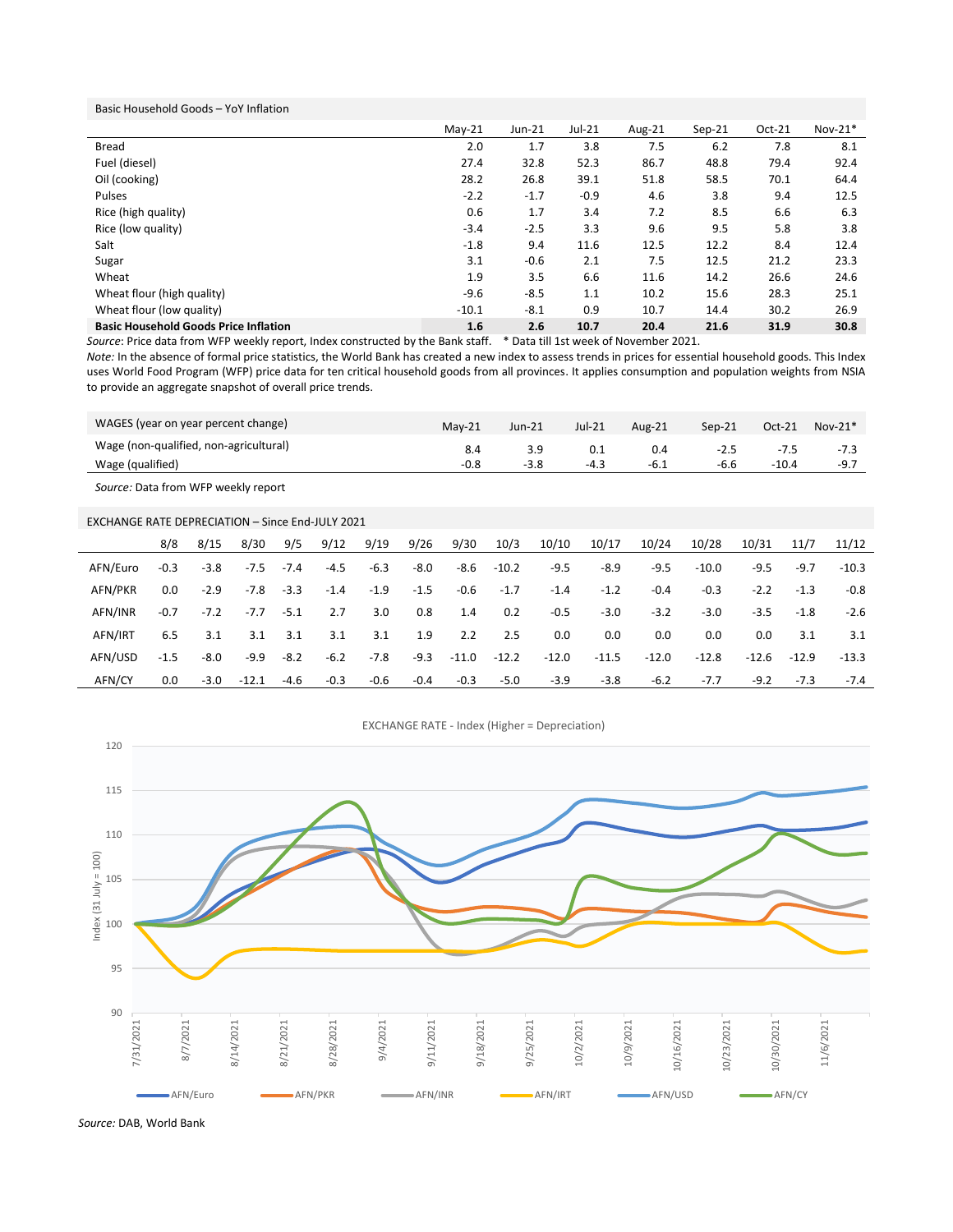**Basic Household Goods – YoY Inflation**

| | May-21 | Jun-21 | Jul-21 | Aug-21 | Sep-21 | Oct-21 | Nov-21* |
|---|---|---|---|---|---|---|---|
| Bread | 2.0 | 1.7 | 3.8 | 7.5 | 6.2 | 7.8 | 8.1 |
| Fuel (diesel) | 27.4 | 32.8 | 52.3 | 86.7 | 48.8 | 79.4 | 92.4 |
| Oil (cooking) | 28.2 | 26.8 | 39.1 | 51.8 | 58.5 | 70.1 | 64.4 |
| Pulses | -2.2 | -1.7 | -0.9 | 4.6 | 3.8 | 9.4 | 12.5 |
| Rice (high quality) | 0.6 | 1.7 | 3.4 | 7.2 | 8.5 | 6.6 | 6.3 |
| Rice (low quality) | -3.4 | -2.5 | 3.3 | 9.6 | 9.5 | 5.8 | 3.8 |
| Salt | -1.8 | 9.4 | 11.6 | 12.5 | 12.2 | 8.4 | 12.4 |
| Sugar | 3.1 | -0.6 | 2.1 | 7.5 | 12.5 | 21.2 | 23.3 |
| Wheat | 1.9 | 3.5 | 6.6 | 11.6 | 14.2 | 26.6 | 24.6 |
| Wheat flour (high quality) | -9.6 | -8.5 | 1.1 | 10.2 | 15.6 | 28.3 | 25.1 |
| Wheat flour (low quality) | -10.1 | -8.1 | 0.9 | 10.7 | 14.4 | 30.2 | 26.9 |
| **Basic Household Goods Price Inflation** | **1.6** | **2.6** | **10.7** | **20.4** | **21.6** | **31.9** | **30.8** |

*Source*: Price data from WFP weekly report, Index constructed by the Bank staff. * Data till 1st week of November 2021.

*Note:* In the absence of formal price statistics, the World Bank has created a new index to assess trends in prices for essential household goods. This Index uses World Food Program (WFP) price data for ten critical household goods from all provinces. It applies consumption and population weights from NSIA to provide an aggregate snapshot of overall price trends.

| WAGES (year on year percent change) | May-21 | Jun-21 | Jul-21 | Aug-21 | Sep-21 | Oct-21 | Nov-21* |
|---|---|---|---|---|---|---|---|
| Wage (non-qualified, non-agricultural) | 8.4 | 3.9 | 0.1 | 0.4 | -2.5 | -7.5 | -7.3 |
| Wage (qualified) | -0.8 | -3.8 | -4.3 | -6.1 | -6.6 | -10.4 | -9.7 |

*Source:* Data from WFP weekly report

**EXCHANGE RATE DEPRECIATION – Since End-JULY 2021**

| | 8/8 | 8/15 | 8/30 | 9/5 | 9/12 | 9/19 | 9/26 | 9/30 | 10/3 | 10/10 | 10/17 | 10/24 | 10/28 | 10/31 | 11/7 | 11/12 |
|---|---|---|---|---|---|---|---|---|---|---|---|---|---|---|---|---|
| AFN/Euro | -0.3 | -3.8 | -7.5 | -7.4 | -4.5 | -6.3 | -8.0 | -8.6 | -10.2 | -9.5 | -8.9 | -9.5 | -10.0 | -9.5 | -9.7 | -10.3 |
| AFN/PKR | 0.0 | -2.9 | -7.8 | -3.3 | -1.4 | -1.9 | -1.5 | -0.6 | -1.7 | -1.4 | -1.2 | -0.4 | -0.3 | -2.2 | -1.3 | -0.8 |
| AFN/INR | -0.7 | -7.2 | -7.7 | -5.1 | 2.7 | 3.0 | 0.8 | 1.4 | 0.2 | -0.5 | -3.0 | -3.2 | -3.0 | -3.5 | -1.8 | -2.6 |
| AFN/IRT | 6.5 | 3.1 | 3.1 | 3.1 | 3.1 | 3.1 | 1.9 | 2.2 | 2.5 | 0.0 | 0.0 | 0.0 | 0.0 | 0.0 | 3.1 | 3.1 |
| AFN/USD | -1.5 | -8.0 | -9.9 | -8.2 | -6.2 | -7.8 | -9.3 | -11.0 | -12.2 | -12.0 | -11.5 | -12.0 | -12.8 | -12.6 | -12.9 | -13.3 |
| AFN/CY | 0.0 | -3.0 | -12.1 | -4.6 | -0.3 | -0.6 | -0.4 | -0.3 | -5.0 | -3.9 | -3.8 | -6.2 | -7.7 | -9.2 | -7.3 | -7.4 |

EXCHANGE RATE - Index (Higher = Depreciation)

*Source:* DAB, World Bank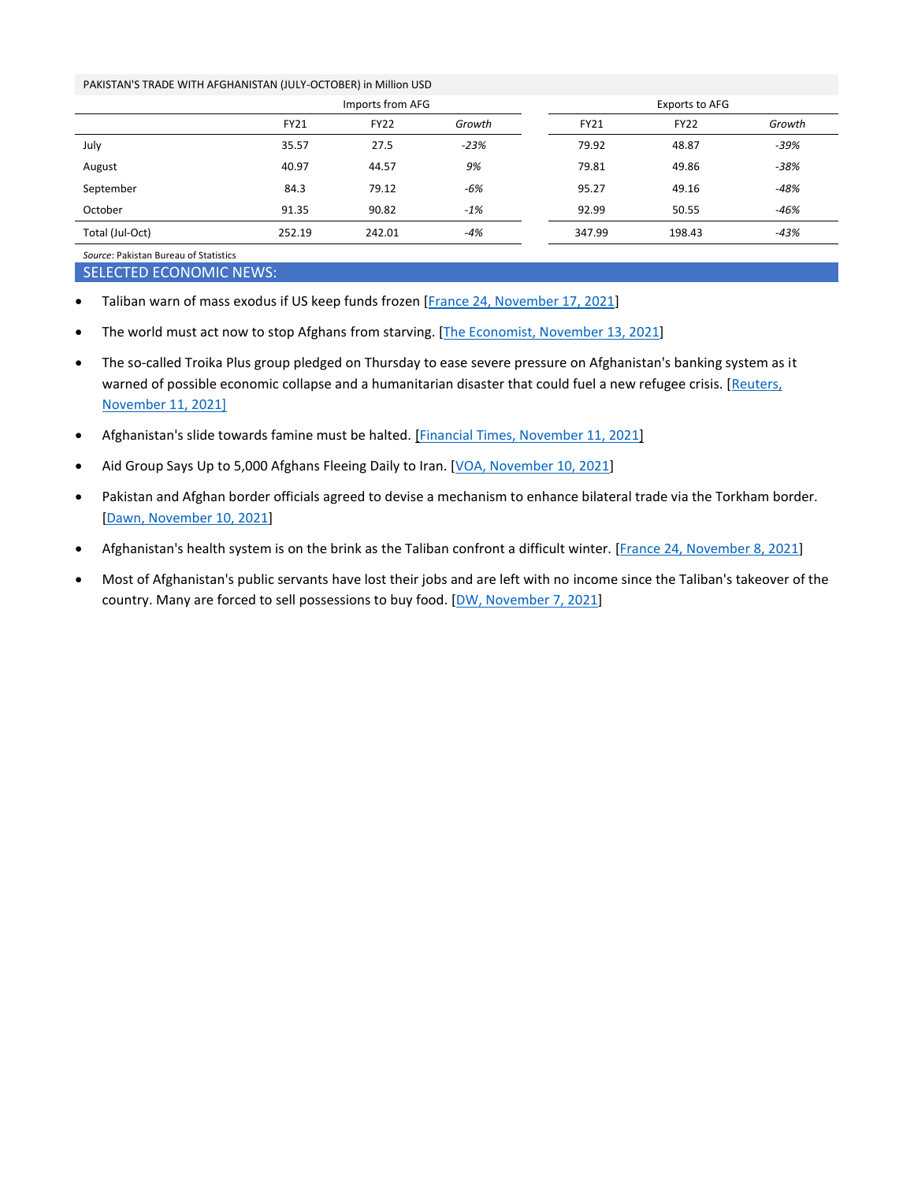PAKISTAN'S TRADE WITH AFGHANISTAN (JULY-OCTOBER) in Million USD

| | Imports from AFG | | | Exports to AFG | | |
|---|---|---|---|---|---|---|
| | FY21 | FY22 | *Growth* | FY21 | FY22 | *Growth* |
| July | 35.57 | 27.5 | *-23%* | 79.92 | 48.87 | *-39%* |
| August | 40.97 | 44.57 | *9%* | 79.81 | 49.86 | *-38%* |
| September | 84.3 | 79.12 | *-6%* | 95.27 | 49.16 | *-48%* |
| October | 91.35 | 90.82 | *-1%* | 92.99 | 50.55 | *-46%* |
| Total (Jul-Oct) | 252.19 | 242.01 | *-4%* | 347.99 | 198.43 | *-43%* |

*Source*: Pakistan Bureau of Statistics

## SELECTED ECONOMIC NEWS:

- Taliban warn of mass exodus if US keep funds frozen [France 24, November 17, 2021]
- The world must act now to stop Afghans from starving. [The Economist, November 13, 2021]
- The so-called Troika Plus group pledged on Thursday to ease severe pressure on Afghanistan's banking system as it warned of possible economic collapse and a humanitarian disaster that could fuel a new refugee crisis. [Reuters, November 11, 2021]
- Afghanistan's slide towards famine must be halted. [Financial Times, November 11, 2021]
- Aid Group Says Up to 5,000 Afghans Fleeing Daily to Iran. [VOA, November 10, 2021]
- Pakistan and Afghan border officials agreed to devise a mechanism to enhance bilateral trade via the Torkham border. [Dawn, November 10, 2021]
- Afghanistan's health system is on the brink as the Taliban confront a difficult winter. [France 24, November 8, 2021]
- Most of Afghanistan's public servants have lost their jobs and are left with no income since the Taliban's takeover of the country. Many are forced to sell possessions to buy food. [DW, November 7, 2021]